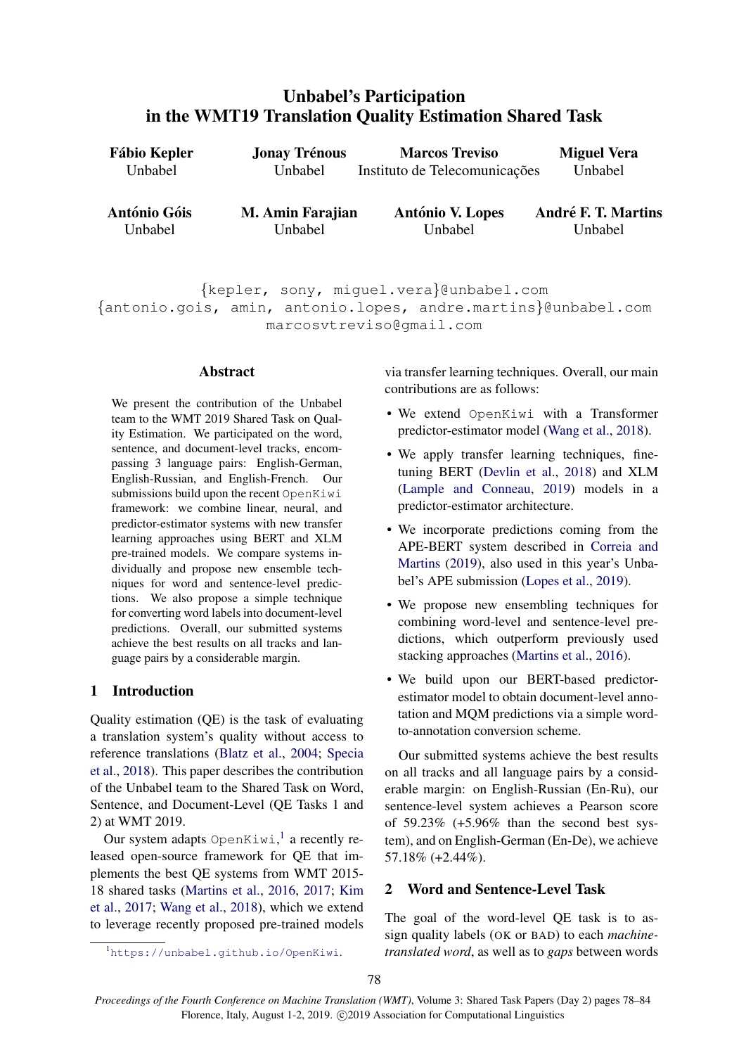# Unbabel's Participation in the WMT19 Translation Quality Estimation Shared Task

**Fábio Kepler** Unbabel

**Jonay Trénous** Unbabel

**Marcos Treviso** Instituto de Telecomunicações

**Miguel Vera** Unbabel

**António Góis** Unbabel

**M. Amin Farajian** Unbabel

**António V. Lopes** Unbabel

**André F. T. Martins** Unbabel

{kepler, sony, miguel.vera}@unbabel.com
{antonio.gois, amin, antonio.lopes, andre.martins}@unbabel.com
marcosvtreviso@gmail.com

## Abstract

We present the contribution of the Unbabel team to the WMT 2019 Shared Task on Quality Estimation. We participated on the word, sentence, and document-level tracks, encompassing 3 language pairs: English-German, English-Russian, and English-French. Our submissions build upon the recent `OpenKiwi` framework: we combine linear, neural, and predictor-estimator systems with new transfer learning approaches using BERT and XLM pre-trained models. We compare systems individually and propose new ensemble techniques for word and sentence-level predictions. We also propose a simple technique for converting word labels into document-level predictions. Overall, our submitted systems achieve the best results on all tracks and language pairs by a considerable margin.

## 1 Introduction

Quality estimation (QE) is the task of evaluating a translation system's quality without access to reference translations (Blatz et al., 2004; Specia et al., 2018). This paper describes the contribution of the Unbabel team to the Shared Task on Word, Sentence, and Document-Level (QE Tasks 1 and 2) at WMT 2019.

Our system adapts `OpenKiwi`,[1] a recently released open-source framework for QE that implements the best QE systems from WMT 2015-18 shared tasks (Martins et al., 2016, 2017; Kim et al., 2017; Wang et al., 2018), which we extend to leverage recently proposed pre-trained models via transfer learning techniques. Overall, our main contributions are as follows:

- We extend `OpenKiwi` with a Transformer predictor-estimator model (Wang et al., 2018).
- We apply transfer learning techniques, fine-tuning BERT (Devlin et al., 2018) and XLM (Lample and Conneau, 2019) models in a predictor-estimator architecture.
- We incorporate predictions coming from the APE-BERT system described in Correia and Martins (2019), also used in this year's Unbabel's APE submission (Lopes et al., 2019).
- We propose new ensembling techniques for combining word-level and sentence-level predictions, which outperform previously used stacking approaches (Martins et al., 2016).
- We build upon our BERT-based predictor-estimator model to obtain document-level annotation and MQM predictions via a simple word-to-annotation conversion scheme.

Our submitted systems achieve the best results on all tracks and all language pairs by a considerable margin: on English-Russian (En-Ru), our sentence-level system achieves a Pearson score of 59.23% (+5.96% than the second best system), and on English-German (En-De), we achieve 57.18% (+2.44%).

## 2 Word and Sentence-Level Task

The goal of the word-level QE task is to assign quality labels (OK or BAD) to each *machine-translated word*, as well as to *gaps* between words

[1] https://unbabel.github.io/OpenKiwi.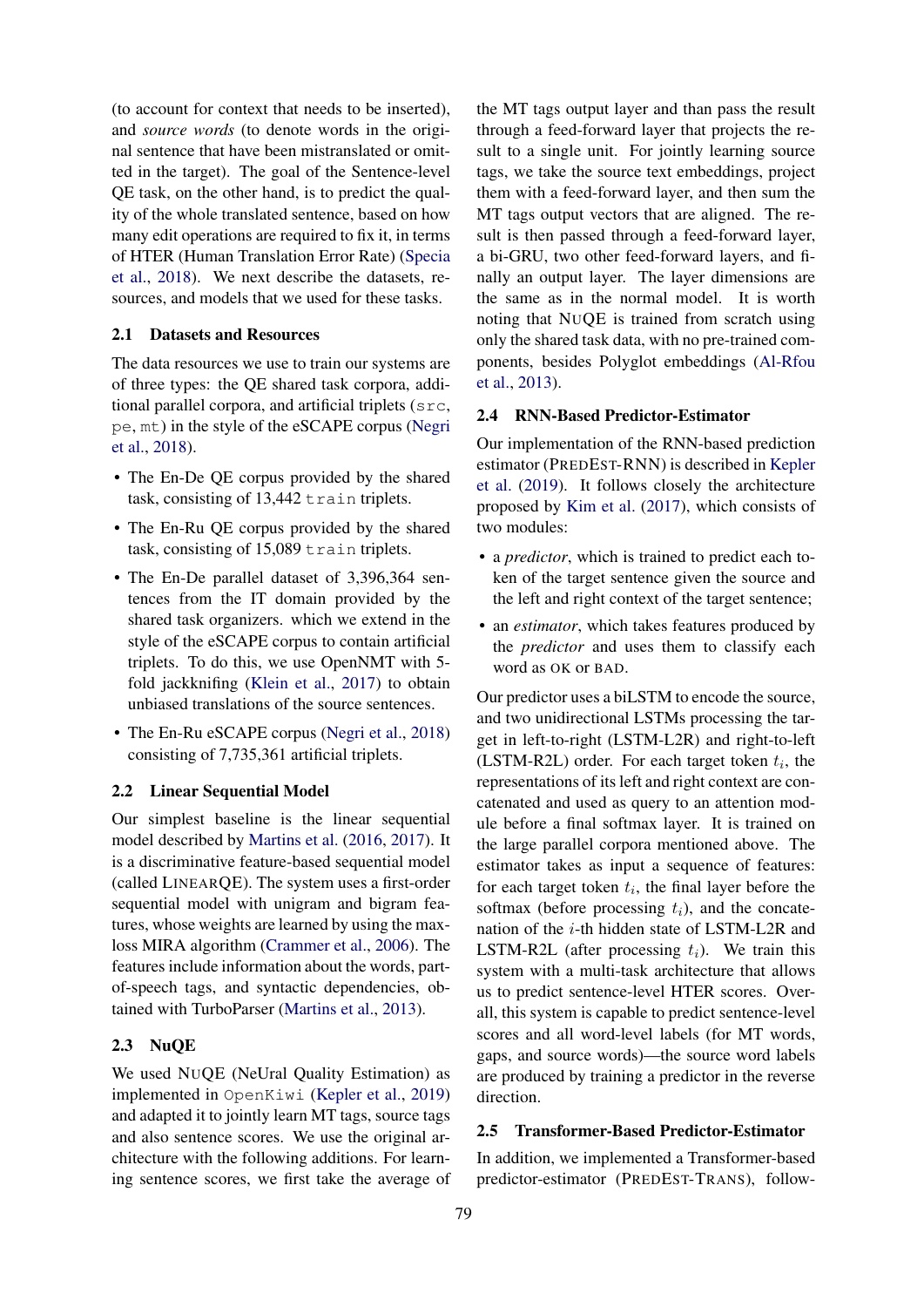(to account for context that needs to be inserted), and *source words* (to denote words in the original sentence that have been mistranslated or omitted in the target). The goal of the Sentence-level QE task, on the other hand, is to predict the quality of the whole translated sentence, based on how many edit operations are required to fix it, in terms of HTER (Human Translation Error Rate) (Specia et al., 2018). We next describe the datasets, resources, and models that we used for these tasks.

### 2.1 Datasets and Resources

The data resources we use to train our systems are of three types: the QE shared task corpora, additional parallel corpora, and artificial triplets (`src`, `pe`, `mt`) in the style of the eSCAPE corpus (Negri et al., 2018).

- The En-De QE corpus provided by the shared task, consisting of 13,442 `train` triplets.
- The En-Ru QE corpus provided by the shared task, consisting of 15,089 `train` triplets.
- The En-De parallel dataset of 3,396,364 sentences from the IT domain provided by the shared task organizers. which we extend in the style of the eSCAPE corpus to contain artificial triplets. To do this, we use OpenNMT with 5-fold jackknifing (Klein et al., 2017) to obtain unbiased translations of the source sentences.
- The En-Ru eSCAPE corpus (Negri et al., 2018) consisting of 7,735,361 artificial triplets.

### 2.2 Linear Sequential Model

Our simplest baseline is the linear sequential model described by Martins et al. (2016, 2017). It is a discriminative feature-based sequential model (called LINEARQE). The system uses a first-order sequential model with unigram and bigram features, whose weights are learned by using the max-loss MIRA algorithm (Crammer et al., 2006). The features include information about the words, part-of-speech tags, and syntactic dependencies, obtained with TurboParser (Martins et al., 2013).

### 2.3 NuQE

We used NUQE (NeUral Quality Estimation) as implemented in `OpenKiwi` (Kepler et al., 2019) and adapted it to jointly learn MT tags, source tags and also sentence scores. We use the original architecture with the following additions. For learning sentence scores, we first take the average of the MT tags output layer and than pass the result through a feed-forward layer that projects the result to a single unit. For jointly learning source tags, we take the source text embeddings, project them with a feed-forward layer, and then sum the MT tags output vectors that are aligned. The result is then passed through a feed-forward layer, a bi-GRU, two other feed-forward layers, and finally an output layer. The layer dimensions are the same as in the normal model. It is worth noting that NUQE is trained from scratch using only the shared task data, with no pre-trained components, besides Polyglot embeddings (Al-Rfou et al., 2013).

### 2.4 RNN-Based Predictor-Estimator

Our implementation of the RNN-based prediction estimator (PREDEST-RNN) is described in Kepler et al. (2019). It follows closely the architecture proposed by Kim et al. (2017), which consists of two modules:

- a *predictor*, which is trained to predict each token of the target sentence given the source and the left and right context of the target sentence;
- an *estimator*, which takes features produced by the *predictor* and uses them to classify each word as OK or BAD.

Our predictor uses a biLSTM to encode the source, and two unidirectional LSTMs processing the target in left-to-right (LSTM-L2R) and right-to-left (LSTM-R2L) order. For each target token $t_i$, the representations of its left and right context are concatenated and used as query to an attention module before a final softmax layer. It is trained on the large parallel corpora mentioned above. The estimator takes as input a sequence of features: for each target token $t_i$, the final layer before the softmax (before processing $t_i$), and the concatenation of the $i$-th hidden state of LSTM-L2R and LSTM-R2L (after processing $t_i$). We train this system with a multi-task architecture that allows us to predict sentence-level HTER scores. Overall, this system is capable to predict sentence-level scores and all word-level labels (for MT words, gaps, and source words)—the source word labels are produced by training a predictor in the reverse direction.

### 2.5 Transformer-Based Predictor-Estimator

In addition, we implemented a Transformer-based predictor-estimator (PREDEST-TRANS), follow-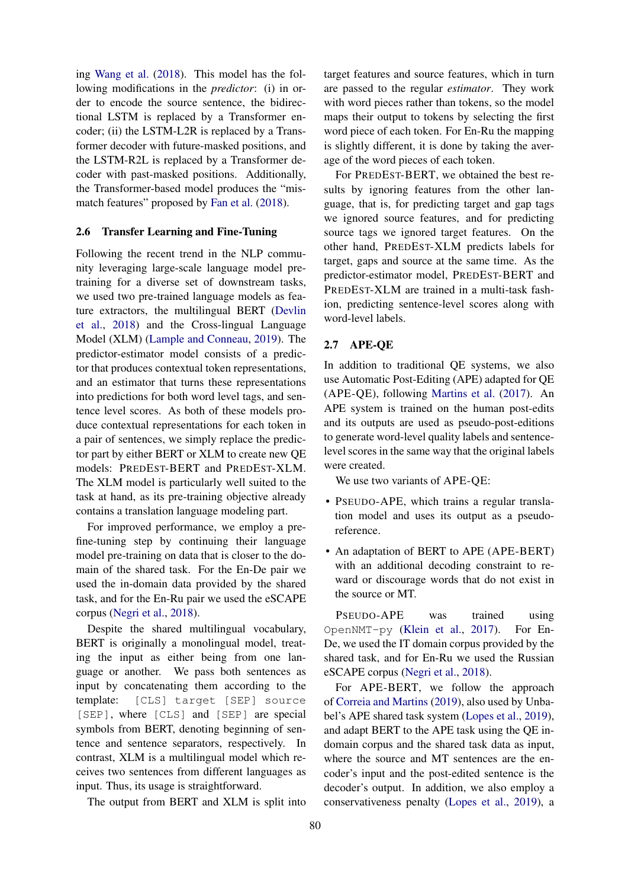ing Wang et al. (2018). This model has the following modifications in the *predictor*: (i) in order to encode the source sentence, the bidirectional LSTM is replaced by a Transformer encoder; (ii) the LSTM-L2R is replaced by a Transformer decoder with future-masked positions, and the LSTM-R2L is replaced by a Transformer decoder with past-masked positions. Additionally, the Transformer-based model produces the "mismatch features" proposed by Fan et al. (2018).

### 2.6 Transfer Learning and Fine-Tuning

Following the recent trend in the NLP community leveraging large-scale language model pre-training for a diverse set of downstream tasks, we used two pre-trained language models as feature extractors, the multilingual BERT (Devlin et al., 2018) and the Cross-lingual Language Model (XLM) (Lample and Conneau, 2019). The predictor-estimator model consists of a predictor that produces contextual token representations, and an estimator that turns these representations into predictions for both word level tags, and sentence level scores. As both of these models produce contextual representations for each token in a pair of sentences, we simply replace the predictor part by either BERT or XLM to create new QE models: PREDEST-BERT and PREDEST-XLM. The XLM model is particularly well suited to the task at hand, as its pre-training objective already contains a translation language modeling part.

For improved performance, we employ a pre-fine-tuning step by continuing their language model pre-training on data that is closer to the domain of the shared task. For the En-De pair we used the in-domain data provided by the shared task, and for the En-Ru pair we used the eSCAPE corpus (Negri et al., 2018).

Despite the shared multilingual vocabulary, BERT is originally a monolingual model, treating the input as either being from one language or another. We pass both sentences as input by concatenating them according to the template: `[CLS] target [SEP] source [SEP]`, where `[CLS]` and `[SEP]` are special symbols from BERT, denoting beginning of sentence and sentence separators, respectively. In contrast, XLM is a multilingual model which receives two sentences from different languages as input. Thus, its usage is straightforward.

The output from BERT and XLM is split into target features and source features, which in turn are passed to the regular *estimator*. They work with word pieces rather than tokens, so the model maps their output to tokens by selecting the first word piece of each token. For En-Ru the mapping is slightly different, it is done by taking the average of the word pieces of each token.

For PREDEST-BERT, we obtained the best results by ignoring features from the other language, that is, for predicting target and gap tags we ignored source features, and for predicting source tags we ignored target features. On the other hand, PREDEST-XLM predicts labels for target, gaps and source at the same time. As the predictor-estimator model, PREDEST-BERT and PREDEST-XLM are trained in a multi-task fashion, predicting sentence-level scores along with word-level labels.

### 2.7 APE-QE

In addition to traditional QE systems, we also use Automatic Post-Editing (APE) adapted for QE (APE-QE), following Martins et al. (2017). An APE system is trained on the human post-edits and its outputs are used as pseudo-post-editions to generate word-level quality labels and sentence-level scores in the same way that the original labels were created.

We use two variants of APE-QE:

- PSEUDO-APE, which trains a regular translation model and uses its output as a pseudo-reference.
- An adaptation of BERT to APE (APE-BERT) with an additional decoding constraint to reward or discourage words that do not exist in the source or MT.

PSEUDO-APE was trained using `OpenNMT-py` (Klein et al., 2017). For En-De, we used the IT domain corpus provided by the shared task, and for En-Ru we used the Russian eSCAPE corpus (Negri et al., 2018).

For APE-BERT, we follow the approach of Correia and Martins (2019), also used by Unbabel's APE shared task system (Lopes et al., 2019), and adapt BERT to the APE task using the QE in-domain corpus and the shared task data as input, where the source and MT sentences are the encoder's input and the post-edited sentence is the decoder's output. In addition, we also employ a conservativeness penalty (Lopes et al., 2019), a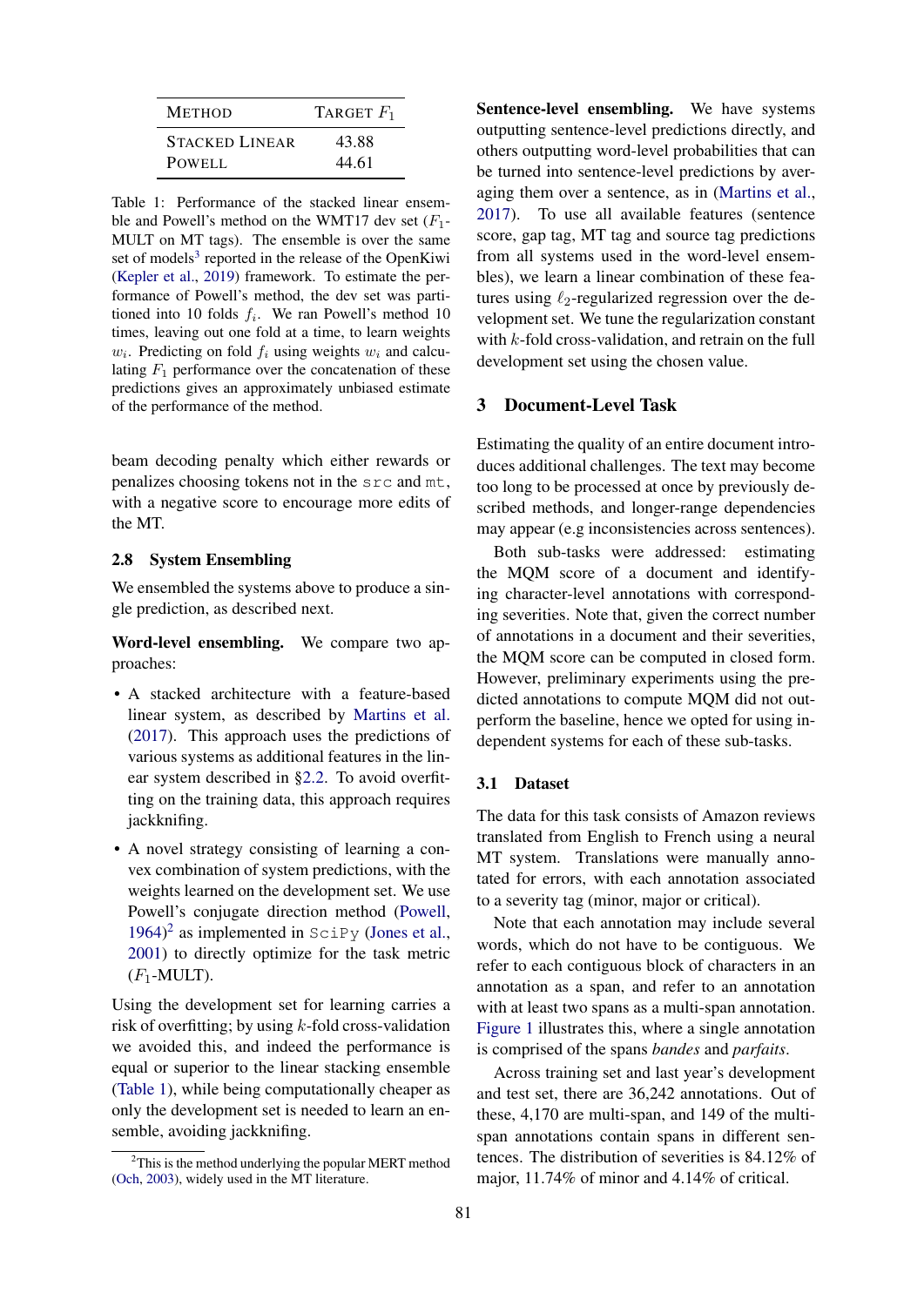| Method | Target $F_1$ |
|---|---|
| Stacked Linear | 43.88 |
| Powell | 44.61 |

Table 1: Performance of the stacked linear ensemble and Powell's method on the WMT17 dev set ($F_1$-MULT on MT tags). The ensemble is over the same set of models[3] reported in the release of the OpenKiwi (Kepler et al., 2019) framework. To estimate the performance of Powell's method, the dev set was partitioned into 10 folds $f_i$. We ran Powell's method 10 times, leaving out one fold at a time, to learn weights $w_i$. Predicting on fold $f_i$ using weights $w_i$ and calculating $F_1$ performance over the concatenation of these predictions gives an approximately unbiased estimate of the performance of the method.

beam decoding penalty which either rewards or penalizes choosing tokens not in the `src` and `mt`, with a negative score to encourage more edits of the MT.

### 2.8 System Ensembling

We ensembled the systems above to produce a single prediction, as described next.

**Word-level ensembling.** We compare two approaches:

- A stacked architecture with a feature-based linear system, as described by Martins et al. (2017). This approach uses the predictions of various systems as additional features in the linear system described in §2.2. To avoid overfitting on the training data, this approach requires jackknifing.
- A novel strategy consisting of learning a convex combination of system predictions, with the weights learned on the development set. We use Powell's conjugate direction method (Powell, 1964)[2] as implemented in `SciPy` (Jones et al., 2001) to directly optimize for the task metric ($F_1$-MULT).

Using the development set for learning carries a risk of overfitting; by using $k$-fold cross-validation we avoided this, and indeed the performance is equal or superior to the linear stacking ensemble (Table 1), while being computationally cheaper as only the development set is needed to learn an ensemble, avoiding jackknifing.

[2] This is the method underlying the popular MERT method (Och, 2003), widely used in the MT literature.

**Sentence-level ensembling.** We have systems outputting sentence-level predictions directly, and others outputting word-level probabilities that can be turned into sentence-level predictions by averaging them over a sentence, as in (Martins et al., 2017). To use all available features (sentence score, gap tag, MT tag and source tag predictions from all systems used in the word-level ensembles), we learn a linear combination of these features using $\ell_2$-regularized regression over the development set. We tune the regularization constant with $k$-fold cross-validation, and retrain on the full development set using the chosen value.

## 3 Document-Level Task

Estimating the quality of an entire document introduces additional challenges. The text may become too long to be processed at once by previously described methods, and longer-range dependencies may appear (e.g inconsistencies across sentences).

Both sub-tasks were addressed: estimating the MQM score of a document and identifying character-level annotations with corresponding severities. Note that, given the correct number of annotations in a document and their severities, the MQM score can be computed in closed form. However, preliminary experiments using the predicted annotations to compute MQM did not outperform the baseline, hence we opted for using independent systems for each of these sub-tasks.

### 3.1 Dataset

The data for this task consists of Amazon reviews translated from English to French using a neural MT system. Translations were manually annotated for errors, with each annotation associated to a severity tag (minor, major or critical).

Note that each annotation may include several words, which do not have to be contiguous. We refer to each contiguous block of characters in an annotation as a span, and refer to an annotation with at least two spans as a multi-span annotation. Figure 1 illustrates this, where a single annotation is comprised of the spans *bandes* and *parfaits*.

Across training set and last year's development and test set, there are 36,242 annotations. Out of these, 4,170 are multi-span, and 149 of the multi-span annotations contain spans in different sentences. The distribution of severities is 84.12% of major, 11.74% of minor and 4.14% of critical.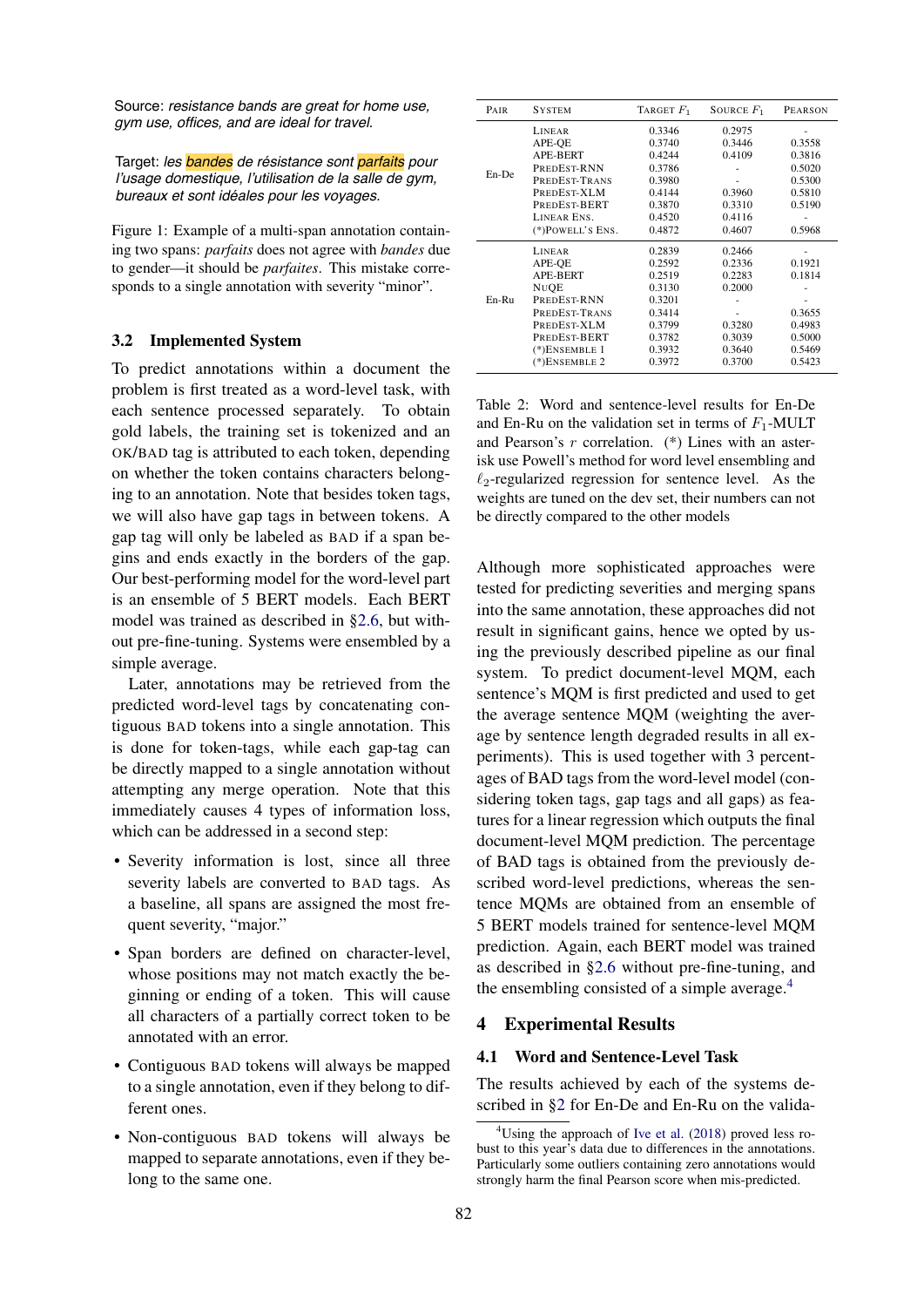Source: *resistance bands are great for home use, gym use, offices, and are ideal for travel.*

Target: *les bandes de résistance sont parfaits pour l'usage domestique, l'utilisation de la salle de gym, bureaux et sont idéales pour les voyages.*

Figure 1: Example of a multi-span annotation containing two spans: *parfaits* does not agree with *bandes* due to gender—it should be *parfaites*. This mistake corresponds to a single annotation with severity "minor".

### 3.2 Implemented System

To predict annotations within a document the problem is first treated as a word-level task, with each sentence processed separately. To obtain gold labels, the training set is tokenized and an OK/BAD tag is attributed to each token, depending on whether the token contains characters belonging to an annotation. Note that besides token tags, we will also have gap tags in between tokens. A gap tag will only be labeled as BAD if a span begins and ends exactly in the borders of the gap. Our best-performing model for the word-level part is an ensemble of 5 BERT models. Each BERT model was trained as described in §2.6, but without pre-fine-tuning. Systems were ensembled by a simple average.

Later, annotations may be retrieved from the predicted word-level tags by concatenating contiguous BAD tokens into a single annotation. This is done for token-tags, while each gap-tag can be directly mapped to a single annotation without attempting any merge operation. Note that this immediately causes 4 types of information loss, which can be addressed in a second step:

- Severity information is lost, since all three severity labels are converted to BAD tags. As a baseline, all spans are assigned the most frequent severity, "major."
- Span borders are defined on character-level, whose positions may not match exactly the beginning or ending of a token. This will cause all characters of a partially correct token to be annotated with an error.
- Contiguous BAD tokens will always be mapped to a single annotation, even if they belong to different ones.
- Non-contiguous BAD tokens will always be mapped to separate annotations, even if they belong to the same one.

| Pair | System | Target $F_1$ | Source $F_1$ | Pearson |
|---|---|---|---|---|
| En-De | Linear | 0.3346 | 0.2975 | - |
| | APE-QE | 0.3740 | 0.3446 | 0.3558 |
| | APE-BERT | 0.4244 | 0.4109 | 0.3816 |
| | PredEst-RNN | 0.3786 | - | 0.5020 |
| | PredEst-Trans | 0.3980 | - | 0.5300 |
| | PredEst-XLM | 0.4144 | 0.3960 | 0.5810 |
| | PredEst-BERT | 0.3870 | 0.3310 | 0.5190 |
| | Linear Ens. | 0.4520 | 0.4116 | - |
| | (*)Powell's Ens. | 0.4872 | 0.4607 | 0.5968 |
| En-Ru | Linear | 0.2839 | 0.2466 | - |
| | APE-QE | 0.2592 | 0.2336 | 0.1921 |
| | APE-BERT | 0.2519 | 0.2283 | 0.1814 |
| | NuQE | 0.3130 | 0.2000 | - |
| | PredEst-RNN | 0.3201 | - | - |
| | PredEst-Trans | 0.3414 | - | 0.3655 |
| | PredEst-XLM | 0.3799 | 0.3280 | 0.4983 |
| | PredEst-BERT | 0.3782 | 0.3039 | 0.5000 |
| | (*)Ensemble 1 | 0.3932 | 0.3640 | 0.5469 |
| | (*)Ensemble 2 | 0.3972 | 0.3700 | 0.5423 |

Table 2: Word and sentence-level results for En-De and En-Ru on the validation set in terms of $F_1$-MULT and Pearson's $r$ correlation. (*) Lines with an asterisk use Powell's method for word level ensembling and $\ell_2$-regularized regression for sentence level. As the weights are tuned on the dev set, their numbers can not be directly compared to the other models

Although more sophisticated approaches were tested for predicting severities and merging spans into the same annotation, these approaches did not result in significant gains, hence we opted by using the previously described pipeline as our final system. To predict document-level MQM, each sentence's MQM is first predicted and used to get the average sentence MQM (weighting the average by sentence length degraded results in all experiments). This is used together with 3 percentages of BAD tags from the word-level model (considering token tags, gap tags and all gaps) as features for a linear regression which outputs the final document-level MQM prediction. The percentage of BAD tags is obtained from the previously described word-level predictions, whereas the sentence MQMs are obtained from an ensemble of 5 BERT models trained for sentence-level MQM prediction. Again, each BERT model was trained as described in §2.6 without pre-fine-tuning, and the ensembling consisted of a simple average.[4]

## 4 Experimental Results

### 4.1 Word and Sentence-Level Task

The results achieved by each of the systems described in §2 for En-De and En-Ru on the valida-

[4] Using the approach of Ive et al. (2018) proved less robust to this year's data due to differences in the annotations. Particularly some outliers containing zero annotations would strongly harm the final Pearson score when mis-predicted.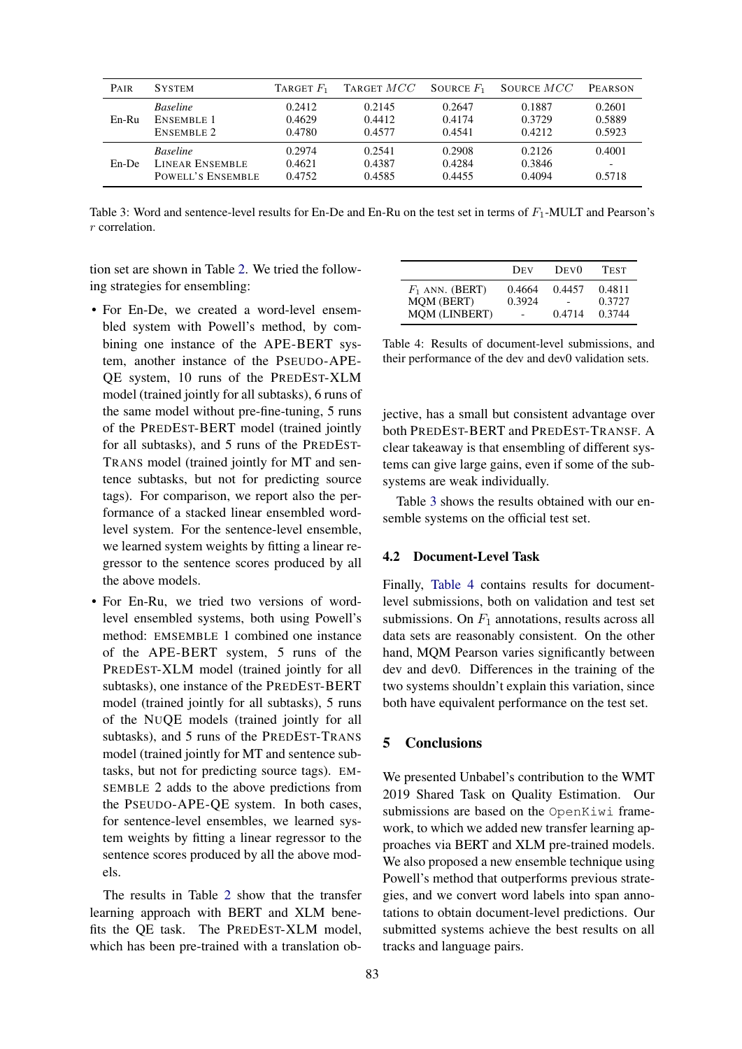| Pair | System | Target $F_1$ | Target $MCC$ | Source $F_1$ | Source $MCC$ | Pearson |
|---|---|---|---|---|---|---|
| En-Ru | *Baseline* | 0.2412 | 0.2145 | 0.2647 | 0.1887 | 0.2601 |
| | Ensemble 1 | 0.4629 | 0.4412 | 0.4174 | 0.3729 | 0.5889 |
| | Ensemble 2 | 0.4780 | 0.4577 | 0.4541 | 0.4212 | 0.5923 |
| En-De | *Baseline* | 0.2974 | 0.2541 | 0.2908 | 0.2126 | 0.4001 |
| | Linear Ensemble | 0.4621 | 0.4387 | 0.4284 | 0.3846 | - |
| | Powell's Ensemble | 0.4752 | 0.4585 | 0.4455 | 0.4094 | 0.5718 |

Table 3: Word and sentence-level results for En-De and En-Ru on the test set in terms of $F_1$-MULT and Pearson's $r$ correlation.

tion set are shown in Table 2. We tried the following strategies for ensembling:

- For En-De, we created a word-level ensembled system with Powell's method, by combining one instance of the APE-BERT system, another instance of the PSEUDO-APE-QE system, 10 runs of the PREDEST-XLM model (trained jointly for all subtasks), 6 runs of the same model without pre-fine-tuning, 5 runs of the PREDEST-BERT model (trained jointly for all subtasks), and 5 runs of the PREDEST-TRANS model (trained jointly for MT and sentence subtasks, but not for predicting source tags). For comparison, we report also the performance of a stacked linear ensembled word-level system. For the sentence-level ensemble, we learned system weights by fitting a linear regressor to the sentence scores produced by all the above models.
- For En-Ru, we tried two versions of word-level ensembled systems, both using Powell's method: EMSEMBLE 1 combined one instance of the APE-BERT system, 5 runs of the PREDEST-XLM model (trained jointly for all subtasks), one instance of the PREDEST-BERT model (trained jointly for all subtasks), 5 runs of the NUQE models (trained jointly for all subtasks), and 5 runs of the PREDEST-TRANS model (trained jointly for MT and sentence subtasks, but not for predicting source tags). EMSEMBLE 2 adds to the above predictions from the PSEUDO-APE-QE system. In both cases, for sentence-level ensembles, we learned system weights by fitting a linear regressor to the sentence scores produced by all the above models.

The results in Table 2 show that the transfer learning approach with BERT and XLM benefits the QE task. The PREDEST-XLM model, which has been pre-trained with a translation objective, has a small but consistent advantage over both PREDEST-BERT and PREDEST-TRANSF. A clear takeaway is that ensembling of different systems can give large gains, even if some of the subsystems are weak individually.

Table 3 shows the results obtained with our ensemble systems on the official test set.

| | Dev | Dev0 | Test |
|---|---|---|---|
| $F_1$ ann. (BERT) | 0.4664 | 0.4457 | 0.4811 |
| MQM (BERT) | 0.3924 | - | 0.3727 |
| MQM (LINBERT) | - | 0.4714 | 0.3744 |

Table 4: Results of document-level submissions, and their performance of the dev and dev0 validation sets.

### 4.2 Document-Level Task

Finally, Table 4 contains results for document-level submissions, both on validation and test set submissions. On $F_1$ annotations, results across all data sets are reasonably consistent. On the other hand, MQM Pearson varies significantly between dev and dev0. Differences in the training of the two systems shouldn't explain this variation, since both have equivalent performance on the test set.

## 5 Conclusions

We presented Unbabel's contribution to the WMT 2019 Shared Task on Quality Estimation. Our submissions are based on the OpenKiwi framework, to which we added new transfer learning approaches via BERT and XLM pre-trained models. We also proposed a new ensemble technique using Powell's method that outperforms previous strategies, and we convert word labels into span annotations to obtain document-level predictions. Our submitted systems achieve the best results on all tracks and language pairs.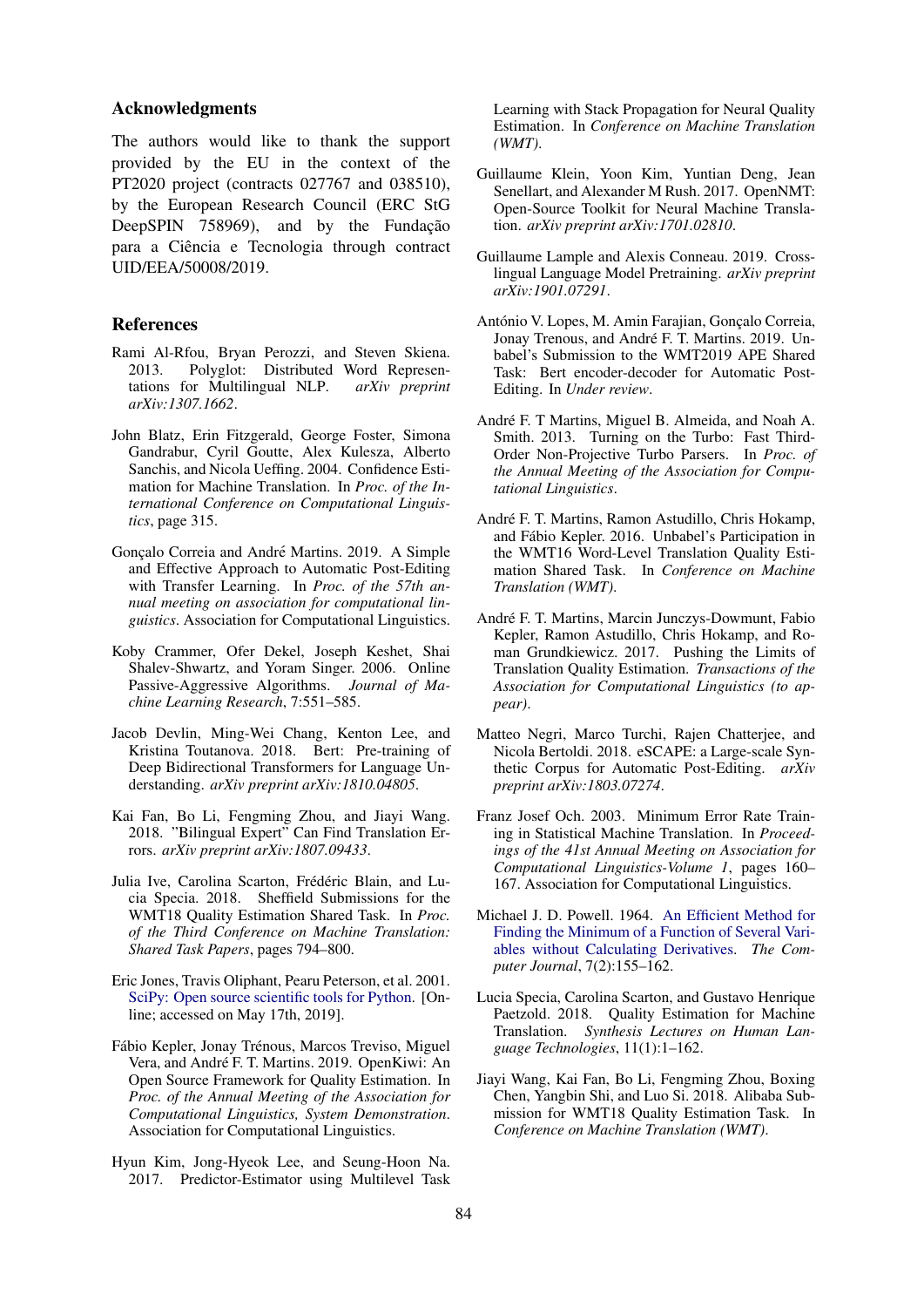## Acknowledgments

The authors would like to thank the support provided by the EU in the context of the PT2020 project (contracts 027767 and 038510), by the European Research Council (ERC StG DeepSPIN 758969), and by the Fundação para a Ciência e Tecnologia through contract UID/EEA/50008/2019.

## References

Rami Al-Rfou, Bryan Perozzi, and Steven Skiena. 2013. Polyglot: Distributed Word Representations for Multilingual NLP. *arXiv preprint arXiv:1307.1662*.

John Blatz, Erin Fitzgerald, George Foster, Simona Gandrabur, Cyril Goutte, Alex Kulesza, Alberto Sanchis, and Nicola Ueffing. 2004. Confidence Estimation for Machine Translation. In *Proc. of the International Conference on Computational Linguistics*, page 315.

Gonçalo Correia and André Martins. 2019. A Simple and Effective Approach to Automatic Post-Editing with Transfer Learning. In *Proc. of the 57th annual meeting on association for computational linguistics*. Association for Computational Linguistics.

Koby Crammer, Ofer Dekel, Joseph Keshet, Shai Shalev-Shwartz, and Yoram Singer. 2006. Online Passive-Aggressive Algorithms. *Journal of Machine Learning Research*, 7:551–585.

Jacob Devlin, Ming-Wei Chang, Kenton Lee, and Kristina Toutanova. 2018. Bert: Pre-training of Deep Bidirectional Transformers for Language Understanding. *arXiv preprint arXiv:1810.04805*.

Kai Fan, Bo Li, Fengming Zhou, and Jiayi Wang. 2018. "Bilingual Expert" Can Find Translation Errors. *arXiv preprint arXiv:1807.09433*.

Julia Ive, Carolina Scarton, Frédéric Blain, and Lucia Specia. 2018. Sheffield Submissions for the WMT18 Quality Estimation Shared Task. In *Proc. of the Third Conference on Machine Translation: Shared Task Papers*, pages 794–800.

Eric Jones, Travis Oliphant, Pearu Peterson, et al. 2001. SciPy: Open source scientific tools for Python. [Online; accessed on May 17th, 2019].

Fábio Kepler, Jonay Trénous, Marcos Treviso, Miguel Vera, and André F. T. Martins. 2019. OpenKiwi: An Open Source Framework for Quality Estimation. In *Proc. of the Annual Meeting of the Association for Computational Linguistics, System Demonstration*. Association for Computational Linguistics.

Hyun Kim, Jong-Hyeok Lee, and Seung-Hoon Na. 2017. Predictor-Estimator using Multilevel Task Learning with Stack Propagation for Neural Quality Estimation. In *Conference on Machine Translation (WMT)*.

Guillaume Klein, Yoon Kim, Yuntian Deng, Jean Senellart, and Alexander M Rush. 2017. OpenNMT: Open-Source Toolkit for Neural Machine Translation. *arXiv preprint arXiv:1701.02810*.

Guillaume Lample and Alexis Conneau. 2019. Cross-lingual Language Model Pretraining. *arXiv preprint arXiv:1901.07291*.

António V. Lopes, M. Amin Farajian, Gonçalo Correia, Jonay Trenous, and André F. T. Martins. 2019. Unbabel's Submission to the WMT2019 APE Shared Task: Bert encoder-decoder for Automatic Post-Editing. In *Under review*.

André F. T Martins, Miguel B. Almeida, and Noah A. Smith. 2013. Turning on the Turbo: Fast Third-Order Non-Projective Turbo Parsers. In *Proc. of the Annual Meeting of the Association for Computational Linguistics*.

André F. T. Martins, Ramon Astudillo, Chris Hokamp, and Fábio Kepler. 2016. Unbabel's Participation in the WMT16 Word-Level Translation Quality Estimation Shared Task. In *Conference on Machine Translation (WMT)*.

André F. T. Martins, Marcin Junczys-Dowmunt, Fabio Kepler, Ramon Astudillo, Chris Hokamp, and Roman Grundkiewicz. 2017. Pushing the Limits of Translation Quality Estimation. *Transactions of the Association for Computational Linguistics (to appear)*.

Matteo Negri, Marco Turchi, Rajen Chatterjee, and Nicola Bertoldi. 2018. eSCAPE: a Large-scale Synthetic Corpus for Automatic Post-Editing. *arXiv preprint arXiv:1803.07274*.

Franz Josef Och. 2003. Minimum Error Rate Training in Statistical Machine Translation. In *Proceedings of the 41st Annual Meeting on Association for Computational Linguistics-Volume 1*, pages 160–167. Association for Computational Linguistics.

Michael J. D. Powell. 1964. An Efficient Method for Finding the Minimum of a Function of Several Variables without Calculating Derivatives. *The Computer Journal*, 7(2):155–162.

Lucia Specia, Carolina Scarton, and Gustavo Henrique Paetzold. 2018. Quality Estimation for Machine Translation. *Synthesis Lectures on Human Language Technologies*, 11(1):1–162.

Jiayi Wang, Kai Fan, Bo Li, Fengming Zhou, Boxing Chen, Yangbin Shi, and Luo Si. 2018. Alibaba Submission for WMT18 Quality Estimation Task. In *Conference on Machine Translation (WMT)*.